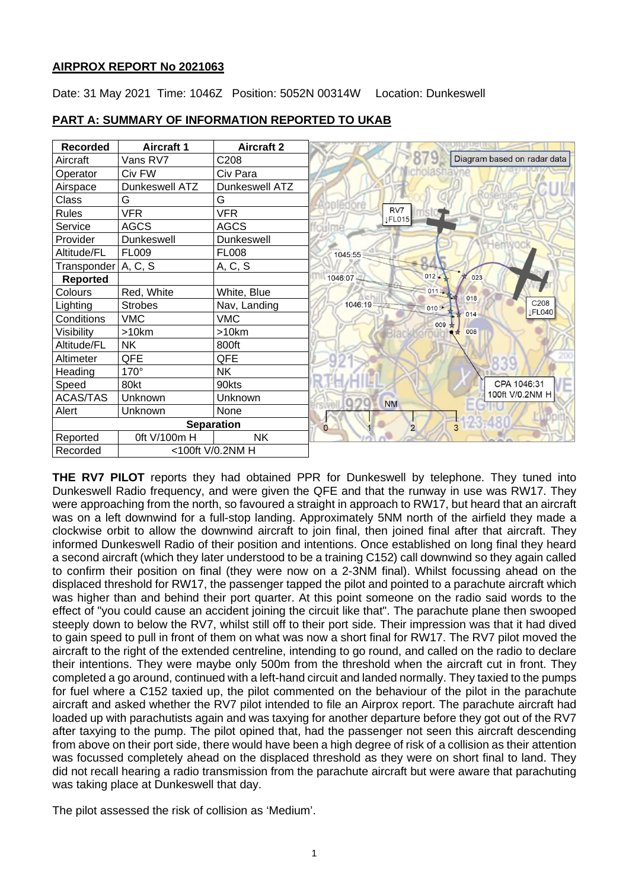**AIRPROX REPORT No 2021063**

Date: 31 May 2021 Time: 1046Z Position: 5052N 00314W Location: Dunkeswell

**PART A: SUMMARY OF INFORMATION REPORTED TO UKAB**

| Recorded | Aircraft 1 | Aircraft 2 |
|---|---|---|
| Aircraft | Vans RV7 | C208 |
| Operator | Civ FW | Civ Para |
| Airspace | Dunkeswell ATZ | Dunkeswell ATZ |
| Class | G | G |
| Rules | VFR | VFR |
| Service | AGCS | AGCS |
| Provider | Dunkeswell | Dunkeswell |
| Altitude/FL | FL009 | FL008 |
| Transponder | A, C, S | A, C, S |
| **Reported** | | |
| Colours | Red, White | White, Blue |
| Lighting | Strobes | Nav, Landing |
| Conditions | VMC | VMC |
| Visibility | >10km | >10km |
| Altitude/FL | NK | 800ft |
| Altimeter | QFE | QFE |
| Heading | 170° | NK |
| Speed | 80kt | 90kts |
| ACAS/TAS | Unknown | Unknown |
| Alert | Unknown | None |
| **Separation** | | |
| Reported | 0ft V/100m H | NK |
| Recorded | <100ft V/0.2NM H | |

Diagram based on radar data

**THE RV7 PILOT** reports they had obtained PPR for Dunkeswell by telephone. They tuned into Dunkeswell Radio frequency, and were given the QFE and that the runway in use was RW17. They were approaching from the north, so favoured a straight in approach to RW17, but heard that an aircraft was on a left downwind for a full-stop landing. Approximately 5NM north of the airfield they made a clockwise orbit to allow the downwind aircraft to join final, then joined final after that aircraft. They informed Dunkeswell Radio of their position and intentions. Once established on long final they heard a second aircraft (which they later understood to be a training C152) call downwind so they again called to confirm their position on final (they were now on a 2-3NM final). Whilst focussing ahead on the displaced threshold for RW17, the passenger tapped the pilot and pointed to a parachute aircraft which was higher than and behind their port quarter. At this point someone on the radio said words to the effect of "you could cause an accident joining the circuit like that". The parachute plane then swooped steeply down to below the RV7, whilst still off to their port side. Their impression was that it had dived to gain speed to pull in front of them on what was now a short final for RW17. The RV7 pilot moved the aircraft to the right of the extended centreline, intending to go round, and called on the radio to declare their intentions. They were maybe only 500m from the threshold when the aircraft cut in front. They completed a go around, continued with a left-hand circuit and landed normally. They taxied to the pumps for fuel where a C152 taxied up, the pilot commented on the behaviour of the pilot in the parachute aircraft and asked whether the RV7 pilot intended to file an Airprox report. The parachute aircraft had loaded up with parachutists again and was taxying for another departure before they got out of the RV7 after taxying to the pump. The pilot opined that, had the passenger not seen this aircraft descending from above on their port side, there would have been a high degree of risk of a collision as their attention was focussed completely ahead on the displaced threshold as they were on short final to land. They did not recall hearing a radio transmission from the parachute aircraft but were aware that parachuting was taking place at Dunkeswell that day.

The pilot assessed the risk of collision as 'Medium'.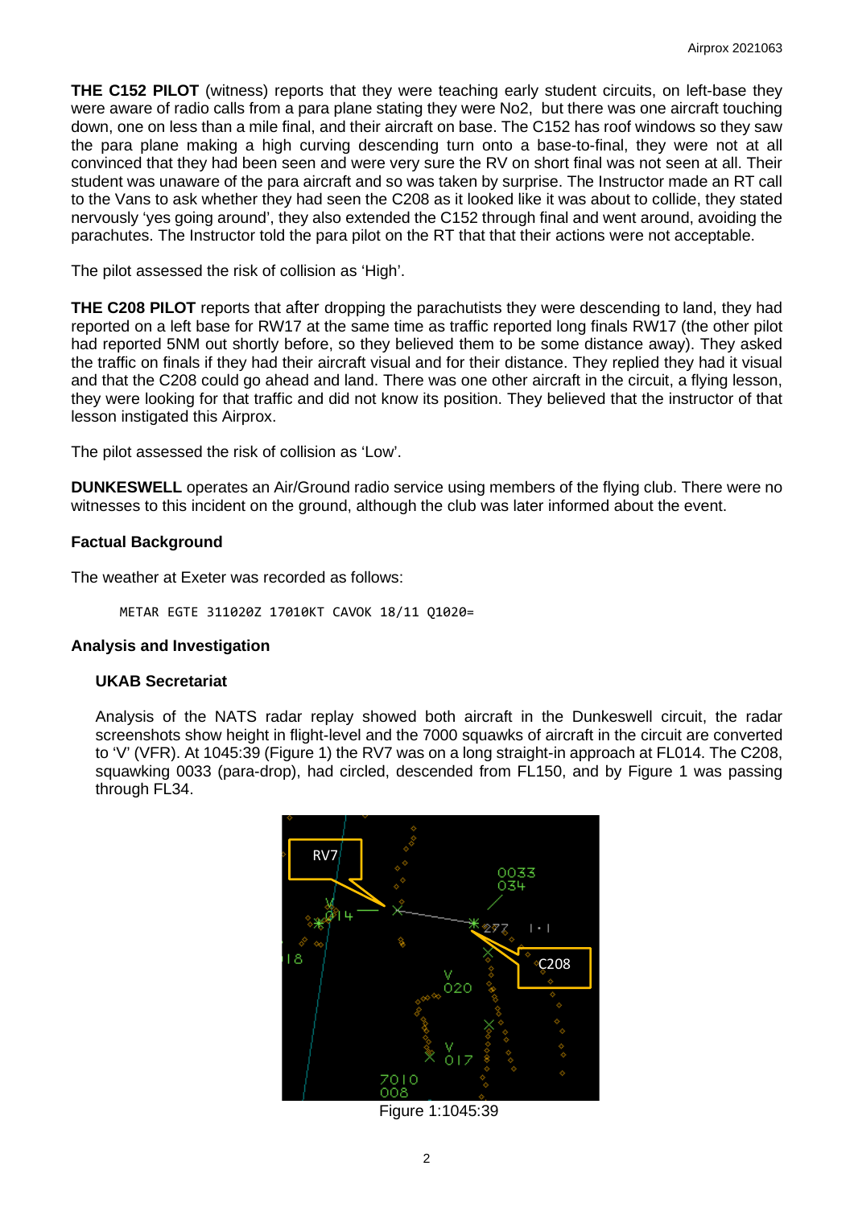**THE C152 PILOT** (witness) reports that they were teaching early student circuits, on left-base they were aware of radio calls from a para plane stating they were No2, but there was one aircraft touching down, one on less than a mile final, and their aircraft on base. The C152 has roof windows so they saw the para plane making a high curving descending turn onto a base-to-final, they were not at all convinced that they had been seen and were very sure the RV on short final was not seen at all. Their student was unaware of the para aircraft and so was taken by surprise. The Instructor made an RT call to the Vans to ask whether they had seen the C208 as it looked like it was about to collide, they stated nervously 'yes going around', they also extended the C152 through final and went around, avoiding the parachutes. The Instructor told the para pilot on the RT that that their actions were not acceptable.

The pilot assessed the risk of collision as 'High'.

**THE C208 PILOT** reports that after dropping the parachutists they were descending to land, they had reported on a left base for RW17 at the same time as traffic reported long finals RW17 (the other pilot had reported 5NM out shortly before, so they believed them to be some distance away). They asked the traffic on finals if they had their aircraft visual and for their distance. They replied they had it visual and that the C208 could go ahead and land. There was one other aircraft in the circuit, a flying lesson, they were looking for that traffic and did not know its position. They believed that the instructor of that lesson instigated this Airprox.

The pilot assessed the risk of collision as 'Low'.

**DUNKESWELL** operates an Air/Ground radio service using members of the flying club. There were no witnesses to this incident on the ground, although the club was later informed about the event.

### Factual Background

The weather at Exeter was recorded as follows:

```
METAR EGTE 311020Z 17010KT CAVOK 18/11 Q1020=
```

### Analysis and Investigation

#### UKAB Secretariat

Analysis of the NATS radar replay showed both aircraft in the Dunkeswell circuit, the radar screenshots show height in flight-level and the 7000 squawks of aircraft in the circuit are converted to 'V' (VFR). At 1045:39 (Figure 1) the RV7 was on a long straight-in approach at FL014. The C208, squawking 0033 (para-drop), had circled, descended from FL150, and by Figure 1 was passing through FL34.

Figure 1:1045:39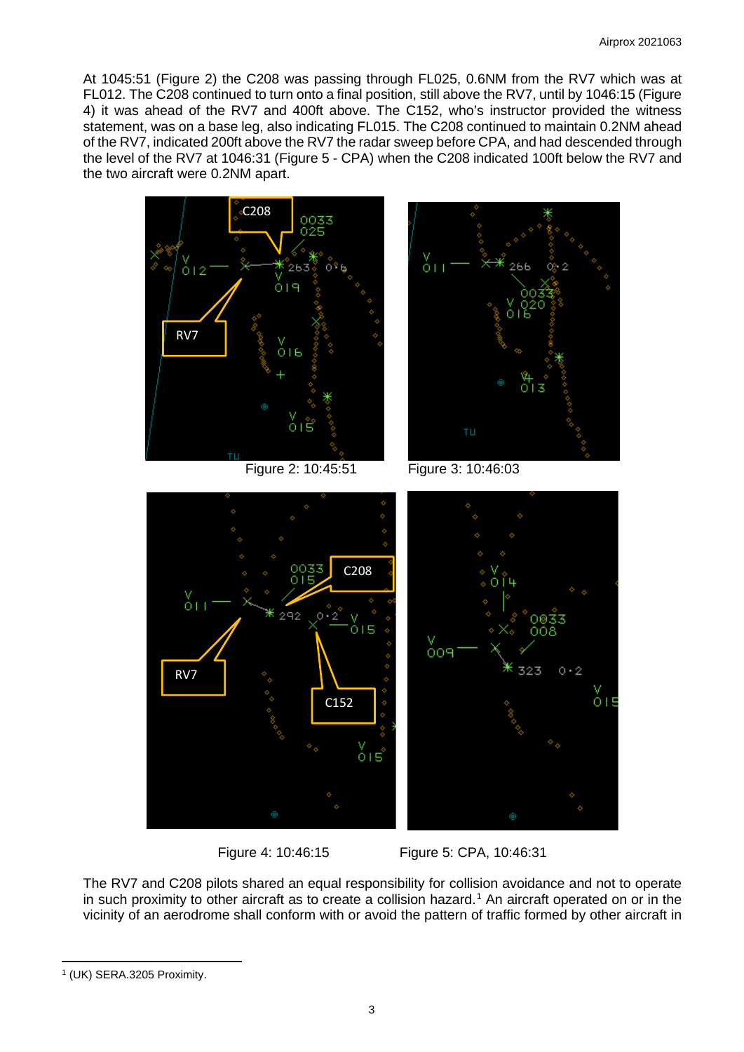At 1045:51 (Figure 2) the C208 was passing through FL025, 0.6NM from the RV7 which was at FL012. The C208 continued to turn onto a final position, still above the RV7, until by 1046:15 (Figure 4) it was ahead of the RV7 and 400ft above. The C152, who's instructor provided the witness statement, was on a base leg, also indicating FL015. The C208 continued to maintain 0.2NM ahead of the RV7, indicated 200ft above the RV7 the radar sweep before CPA, and had descended through the level of the RV7 at 1046:31 (Figure 5 - CPA) when the C208 indicated 100ft below the RV7 and the two aircraft were 0.2NM apart.

Figure 2: 10:45:51

Figure 3: 10:46:03

Figure 4: 10:46:15

Figure 5: CPA, 10:46:31

The RV7 and C208 pilots shared an equal responsibility for collision avoidance and not to operate in such proximity to other aircraft as to create a collision hazard.[1] An aircraft operated on or in the vicinity of an aerodrome shall conform with or avoid the pattern of traffic formed by other aircraft in

[1] (UK) SERA.3205 Proximity.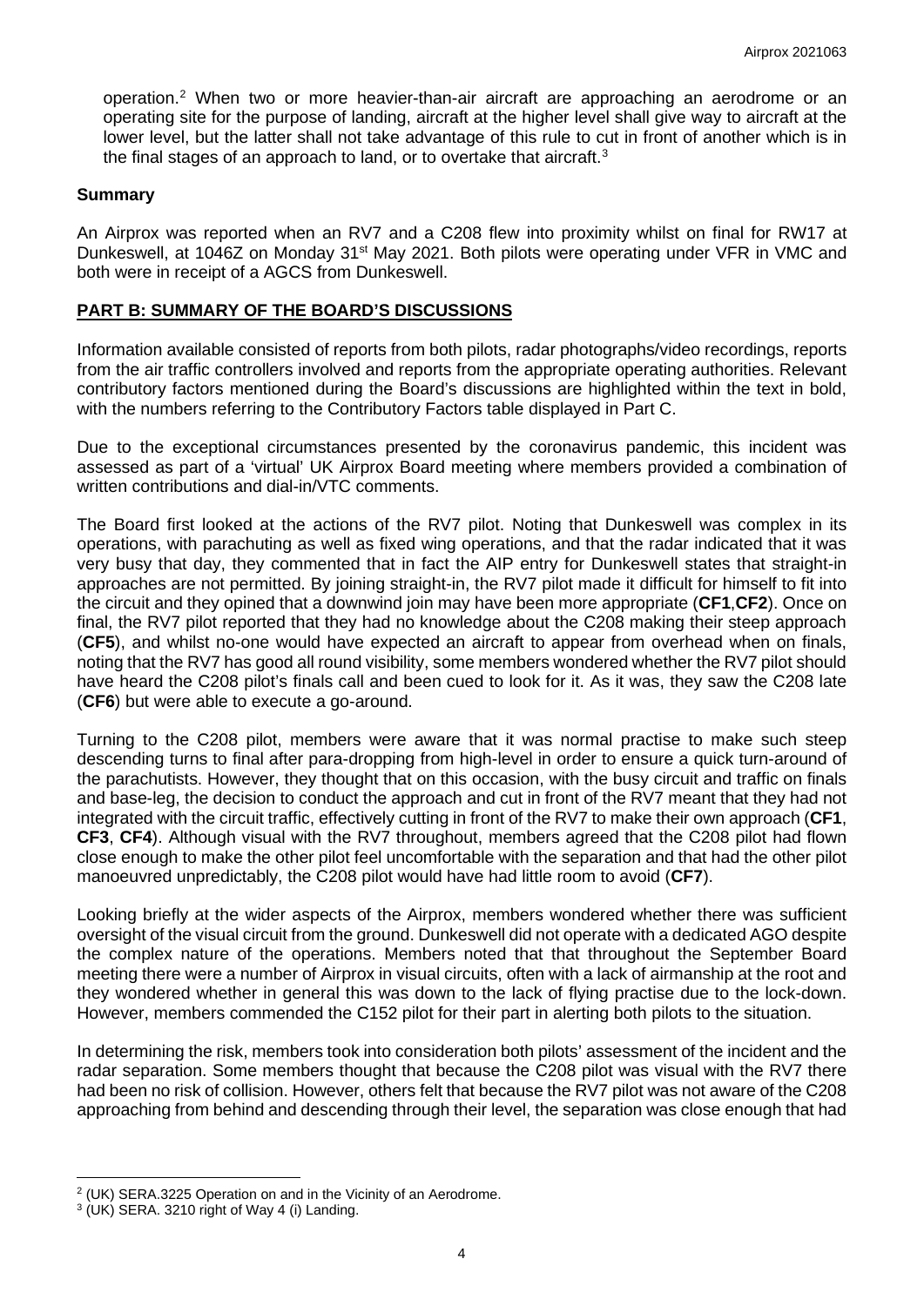operation.[2] When two or more heavier-than-air aircraft are approaching an aerodrome or an operating site for the purpose of landing, aircraft at the higher level shall give way to aircraft at the lower level, but the latter shall not take advantage of this rule to cut in front of another which is in the final stages of an approach to land, or to overtake that aircraft.[3]

## Summary

An Airprox was reported when an RV7 and a C208 flew into proximity whilst on final for RW17 at Dunkeswell, at 1046Z on Monday 31st May 2021. Both pilots were operating under VFR in VMC and both were in receipt of a AGCS from Dunkeswell.

## PART B: SUMMARY OF THE BOARD'S DISCUSSIONS

Information available consisted of reports from both pilots, radar photographs/video recordings, reports from the air traffic controllers involved and reports from the appropriate operating authorities. Relevant contributory factors mentioned during the Board's discussions are highlighted within the text in bold, with the numbers referring to the Contributory Factors table displayed in Part C.

Due to the exceptional circumstances presented by the coronavirus pandemic, this incident was assessed as part of a 'virtual' UK Airprox Board meeting where members provided a combination of written contributions and dial-in/VTC comments.

The Board first looked at the actions of the RV7 pilot. Noting that Dunkeswell was complex in its operations, with parachuting as well as fixed wing operations, and that the radar indicated that it was very busy that day, they commented that in fact the AIP entry for Dunkeswell states that straight-in approaches are not permitted. By joining straight-in, the RV7 pilot made it difficult for himself to fit into the circuit and they opined that a downwind join may have been more appropriate (**CF1**,**CF2**). Once on final, the RV7 pilot reported that they had no knowledge about the C208 making their steep approach (**CF5**), and whilst no-one would have expected an aircraft to appear from overhead when on finals, noting that the RV7 has good all round visibility, some members wondered whether the RV7 pilot should have heard the C208 pilot's finals call and been cued to look for it. As it was, they saw the C208 late (**CF6**) but were able to execute a go-around.

Turning to the C208 pilot, members were aware that it was normal practise to make such steep descending turns to final after para-dropping from high-level in order to ensure a quick turn-around of the parachutists. However, they thought that on this occasion, with the busy circuit and traffic on finals and base-leg, the decision to conduct the approach and cut in front of the RV7 meant that they had not integrated with the circuit traffic, effectively cutting in front of the RV7 to make their own approach (**CF1**, **CF3**, **CF4**). Although visual with the RV7 throughout, members agreed that the C208 pilot had flown close enough to make the other pilot feel uncomfortable with the separation and that had the other pilot manoeuvred unpredictably, the C208 pilot would have had little room to avoid (**CF7**).

Looking briefly at the wider aspects of the Airprox, members wondered whether there was sufficient oversight of the visual circuit from the ground. Dunkeswell did not operate with a dedicated AGO despite the complex nature of the operations. Members noted that that throughout the September Board meeting there were a number of Airprox in visual circuits, often with a lack of airmanship at the root and they wondered whether in general this was down to the lack of flying practise due to the lock-down. However, members commended the C152 pilot for their part in alerting both pilots to the situation.

In determining the risk, members took into consideration both pilots' assessment of the incident and the radar separation. Some members thought that because the C208 pilot was visual with the RV7 there had been no risk of collision. However, others felt that because the RV7 pilot was not aware of the C208 approaching from behind and descending through their level, the separation was close enough that had

---

[2] (UK) SERA.3225 Operation on and in the Vicinity of an Aerodrome.

[3] (UK) SERA. 3210 right of Way 4 (i) Landing.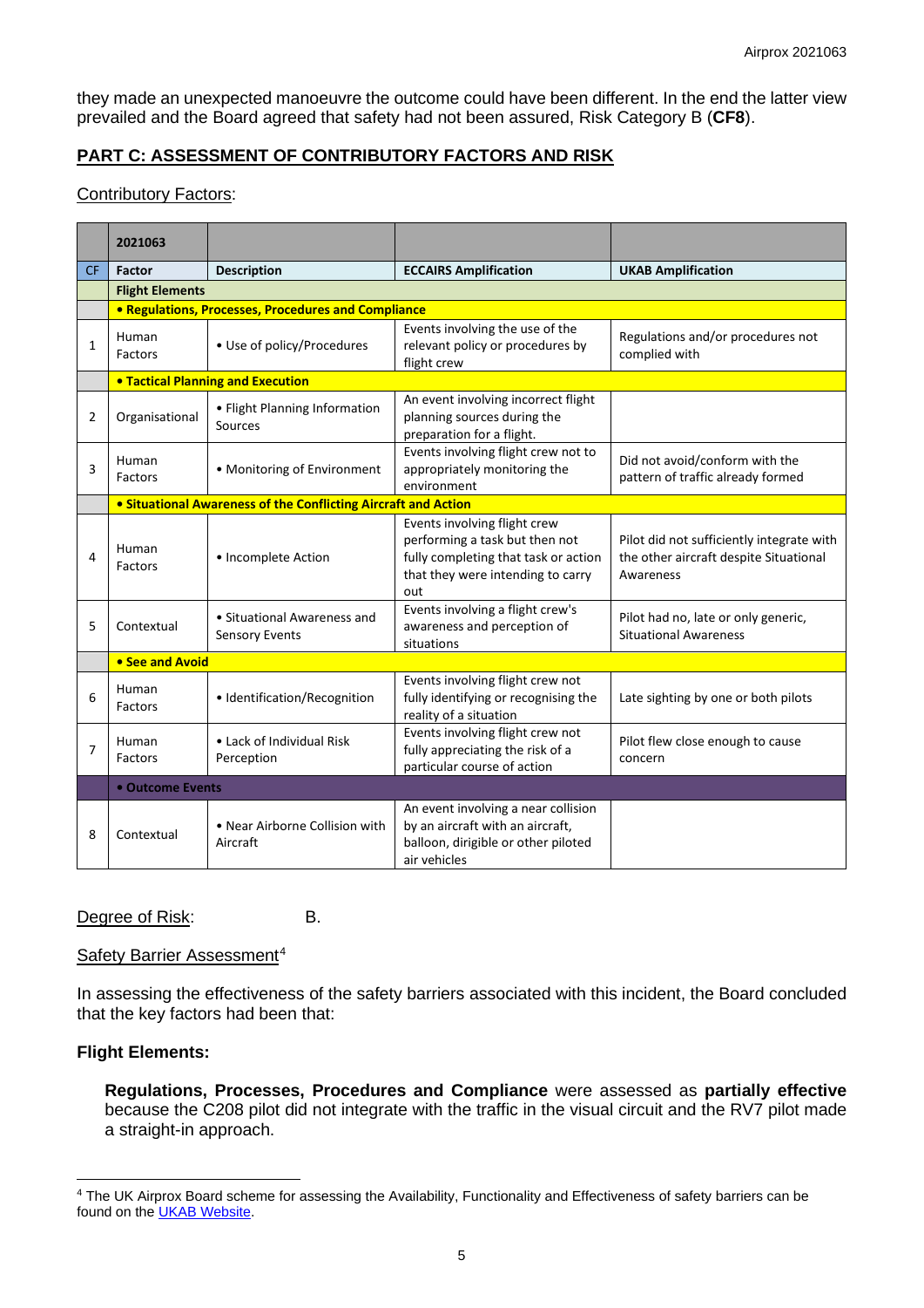they made an unexpected manoeuvre the outcome could have been different. In the end the latter view prevailed and the Board agreed that safety had not been assured, Risk Category B (**CF8**).

## PART C: ASSESSMENT OF CONTRIBUTORY FACTORS AND RISK

Contributory Factors:

| | 2021063 | | | |
|---|---|---|---|---|
| CF | Factor | Description | ECCAIRS Amplification | UKAB Amplification |
| | **Flight Elements** | | | |
| | **• Regulations, Processes, Procedures and Compliance** | | | |
| 1 | Human Factors | • Use of policy/Procedures | Events involving the use of the relevant policy or procedures by flight crew | Regulations and/or procedures not complied with |
| | **• Tactical Planning and Execution** | | | |
| 2 | Organisational | • Flight Planning Information Sources | An event involving incorrect flight planning sources during the preparation for a flight. | |
| 3 | Human Factors | • Monitoring of Environment | Events involving flight crew not to appropriately monitoring the environment | Did not avoid/conform with the pattern of traffic already formed |
| | **• Situational Awareness of the Conflicting Aircraft and Action** | | | |
| 4 | Human Factors | • Incomplete Action | Events involving flight crew performing a task but then not fully completing that task or action that they were intending to carry out | Pilot did not sufficiently integrate with the other aircraft despite Situational Awareness |
| 5 | Contextual | • Situational Awareness and Sensory Events | Events involving a flight crew's awareness and perception of situations | Pilot had no, late or only generic, Situational Awareness |
| | **• See and Avoid** | | | |
| 6 | Human Factors | • Identification/Recognition | Events involving flight crew not fully identifying or recognising the reality of a situation | Late sighting by one or both pilots |
| 7 | Human Factors | • Lack of Individual Risk Perception | Events involving flight crew not fully appreciating the risk of a particular course of action | Pilot flew close enough to cause concern |
| | **• Outcome Events** | | | |
| 8 | Contextual | • Near Airborne Collision with Aircraft | An event involving a near collision by an aircraft with an aircraft, balloon, dirigible or other piloted air vehicles | |

Degree of Risk: B.

Safety Barrier Assessment[4]

In assessing the effectiveness of the safety barriers associated with this incident, the Board concluded that the key factors had been that:

### Flight Elements:

**Regulations, Processes, Procedures and Compliance** were assessed as **partially effective** because the C208 pilot did not integrate with the traffic in the visual circuit and the RV7 pilot made a straight-in approach.

[4] The UK Airprox Board scheme for assessing the Availability, Functionality and Effectiveness of safety barriers can be found on the UKAB Website.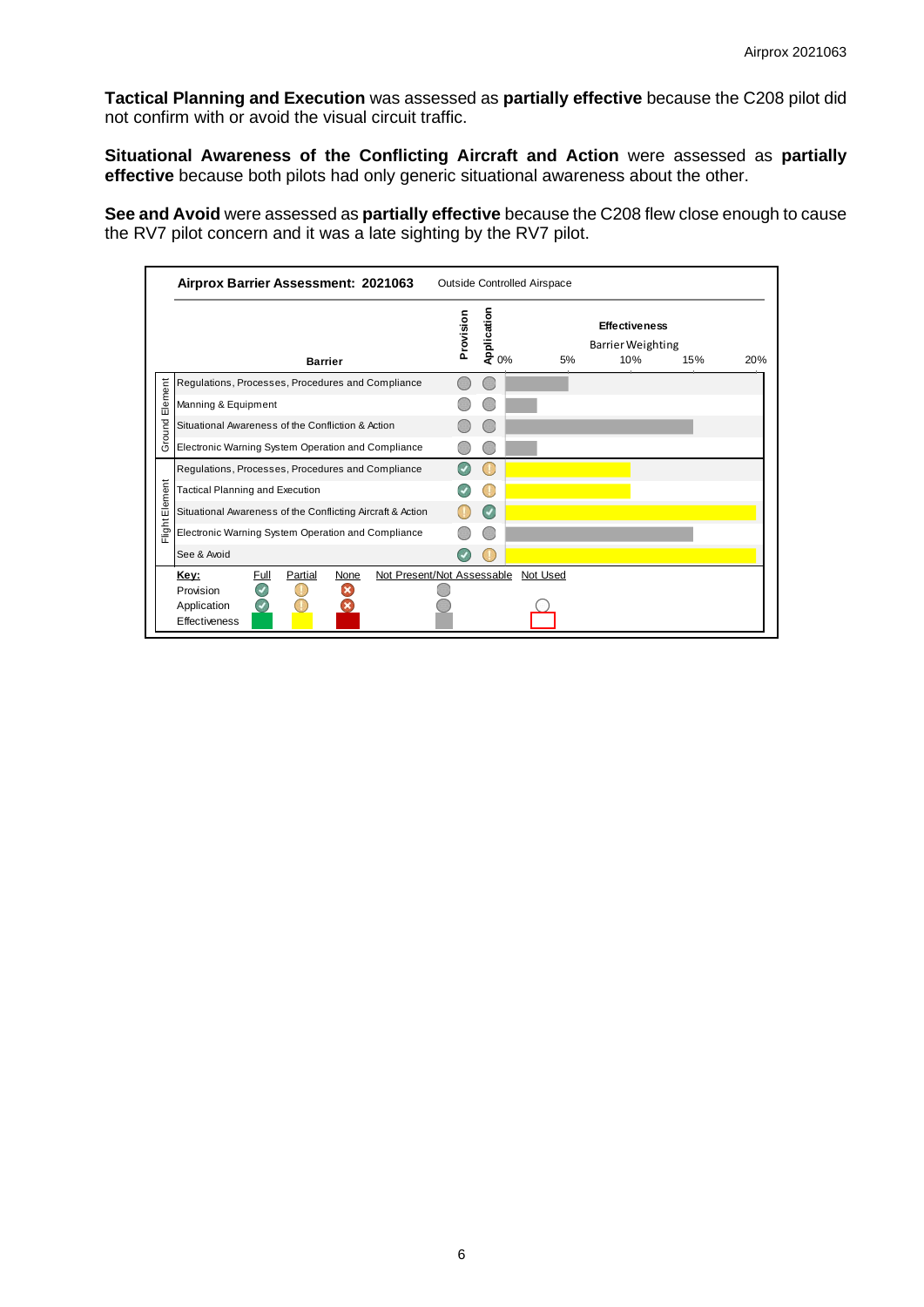**Tactical Planning and Execution** was assessed as **partially effective** because the C208 pilot did not confirm with or avoid the visual circuit traffic.

**Situational Awareness of the Conflicting Aircraft and Action** were assessed as **partially effective** because both pilots had only generic situational awareness about the other.

**See and Avoid** were assessed as **partially effective** because the C208 flew close enough to cause the RV7 pilot concern and it was a late sighting by the RV7 pilot.

**Airprox Barrier Assessment: 2021063** Outside Controlled Airspace

Barrier
Provision
Application
Effectiveness
Barrier Weighting
0% 5% 10% 15% 20%

Ground Element
Regulations, Processes, Procedures and Compliance
Manning & Equipment
Situational Awareness of the Confliction & Action
Electronic Warning System Operation and Compliance

Flight Element
Regulations, Processes, Procedures and Compliance
Tactical Planning and Execution
Situational Awareness of the Conflicting Aircraft & Action
Electronic Warning System Operation and Compliance
See & Avoid

Key: Full Partial None Not Present/Not Assessable Not Used
Provision
Application
Effectiveness